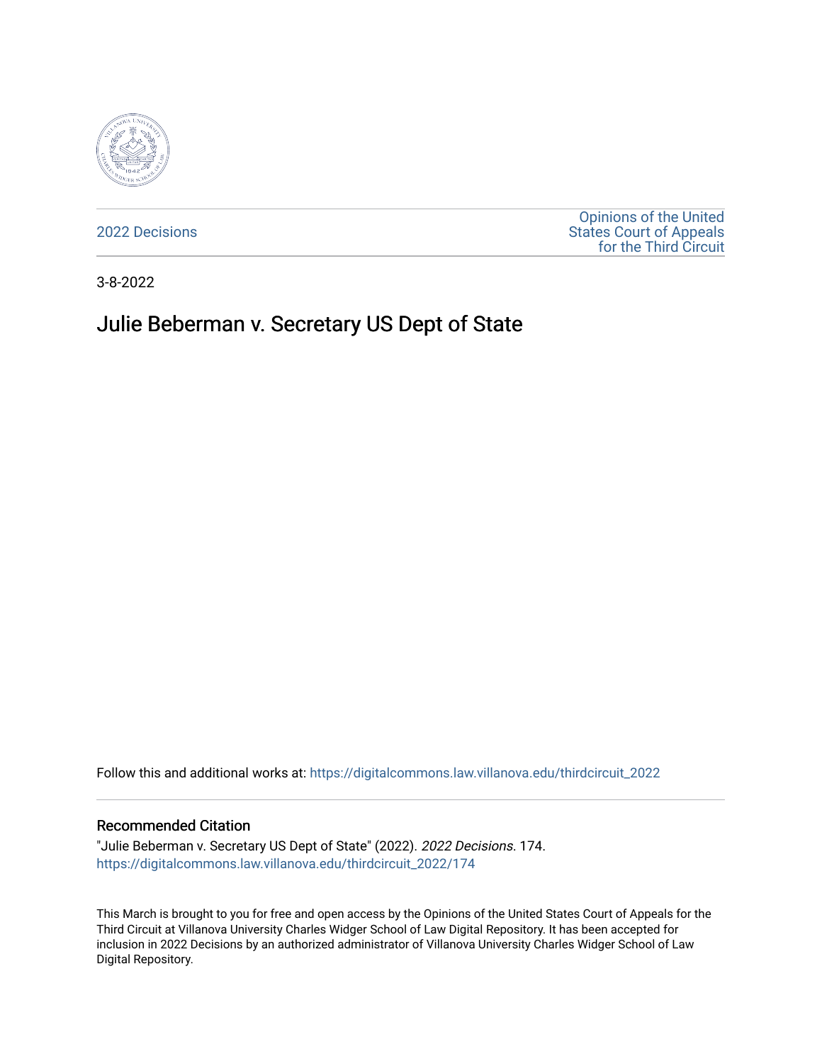2022 Decisions

Opinions of the United States Court of Appeals for the Third Circuit

3-8-2022

# Julie Beberman v. Secretary US Dept of State

Follow this and additional works at: https://digitalcommons.law.villanova.edu/thirdcircuit_2022

## Recommended Citation

"Julie Beberman v. Secretary US Dept of State" (2022). *2022 Decisions*. 174.
https://digitalcommons.law.villanova.edu/thirdcircuit_2022/174

This March is brought to you for free and open access by the Opinions of the United States Court of Appeals for the Third Circuit at Villanova University Charles Widger School of Law Digital Repository. It has been accepted for inclusion in 2022 Decisions by an authorized administrator of Villanova University Charles Widger School of Law Digital Repository.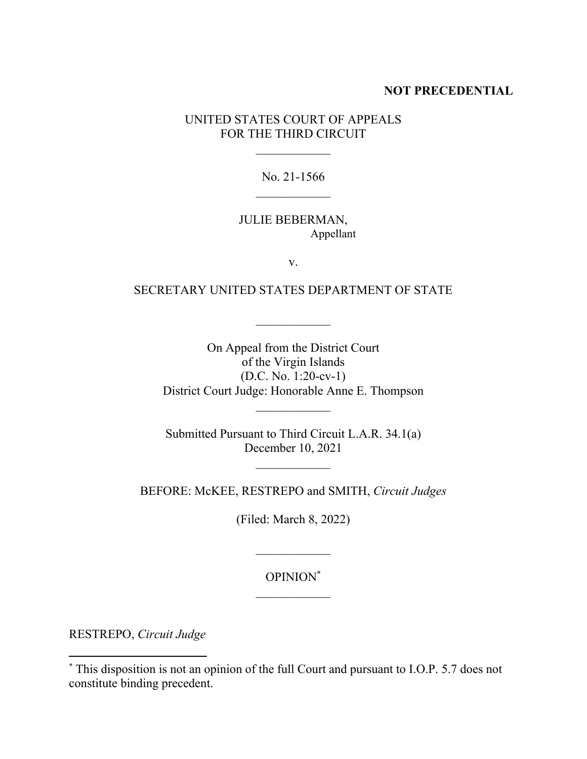**NOT PRECEDENTIAL**

UNITED STATES COURT OF APPEALS
FOR THE THIRD CIRCUIT

\_\_\_\_\_\_\_\_\_\_\_\_

No. 21-1566

\_\_\_\_\_\_\_\_\_\_\_\_

JULIE BEBERMAN,
Appellant

v.

SECRETARY UNITED STATES DEPARTMENT OF STATE

\_\_\_\_\_\_\_\_\_\_\_\_

On Appeal from the District Court
of the Virgin Islands
(D.C. No. 1:20-cv-1)
District Court Judge: Honorable Anne E. Thompson

\_\_\_\_\_\_\_\_\_\_\_\_

Submitted Pursuant to Third Circuit L.A.R. 34.1(a)
December 10, 2021

\_\_\_\_\_\_\_\_\_\_\_\_

BEFORE: McKEE, RESTREPO and SMITH, *Circuit Judges*

(Filed: March 8, 2022)

\_\_\_\_\_\_\_\_\_\_\_\_

OPINION[*]

\_\_\_\_\_\_\_\_\_\_\_\_

RESTREPO, *Circuit Judge*

---

[*] This disposition is not an opinion of the full Court and pursuant to I.O.P. 5.7 does not constitute binding precedent.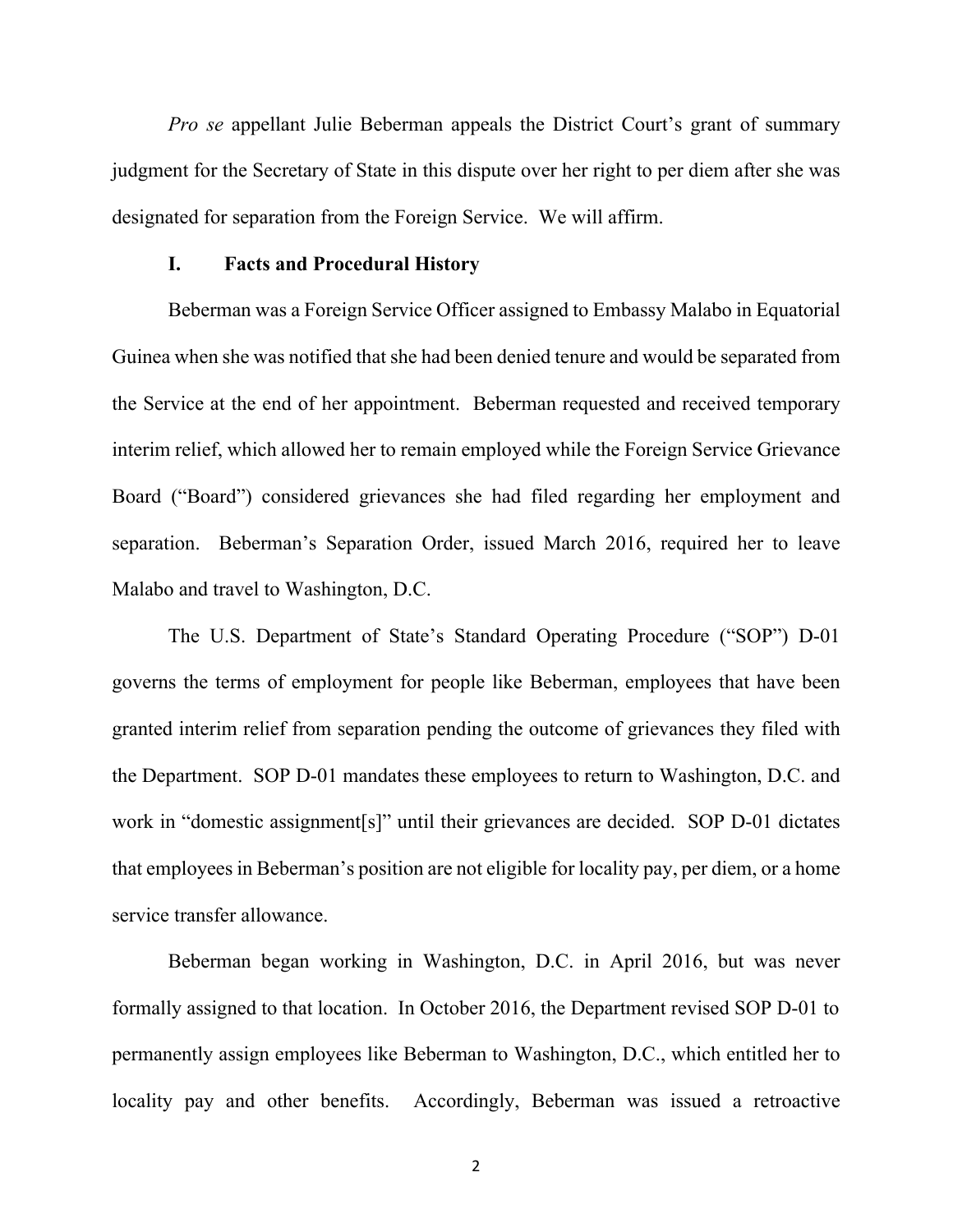*Pro se* appellant Julie Beberman appeals the District Court's grant of summary judgment for the Secretary of State in this dispute over her right to per diem after she was designated for separation from the Foreign Service. We will affirm.

## I. Facts and Procedural History

Beberman was a Foreign Service Officer assigned to Embassy Malabo in Equatorial Guinea when she was notified that she had been denied tenure and would be separated from the Service at the end of her appointment. Beberman requested and received temporary interim relief, which allowed her to remain employed while the Foreign Service Grievance Board ("Board") considered grievances she had filed regarding her employment and separation. Beberman's Separation Order, issued March 2016, required her to leave Malabo and travel to Washington, D.C.

The U.S. Department of State's Standard Operating Procedure ("SOP") D-01 governs the terms of employment for people like Beberman, employees that have been granted interim relief from separation pending the outcome of grievances they filed with the Department. SOP D-01 mandates these employees to return to Washington, D.C. and work in "domestic assignment[s]" until their grievances are decided. SOP D-01 dictates that employees in Beberman's position are not eligible for locality pay, per diem, or a home service transfer allowance.

Beberman began working in Washington, D.C. in April 2016, but was never formally assigned to that location. In October 2016, the Department revised SOP D-01 to permanently assign employees like Beberman to Washington, D.C., which entitled her to locality pay and other benefits. Accordingly, Beberman was issued a retroactive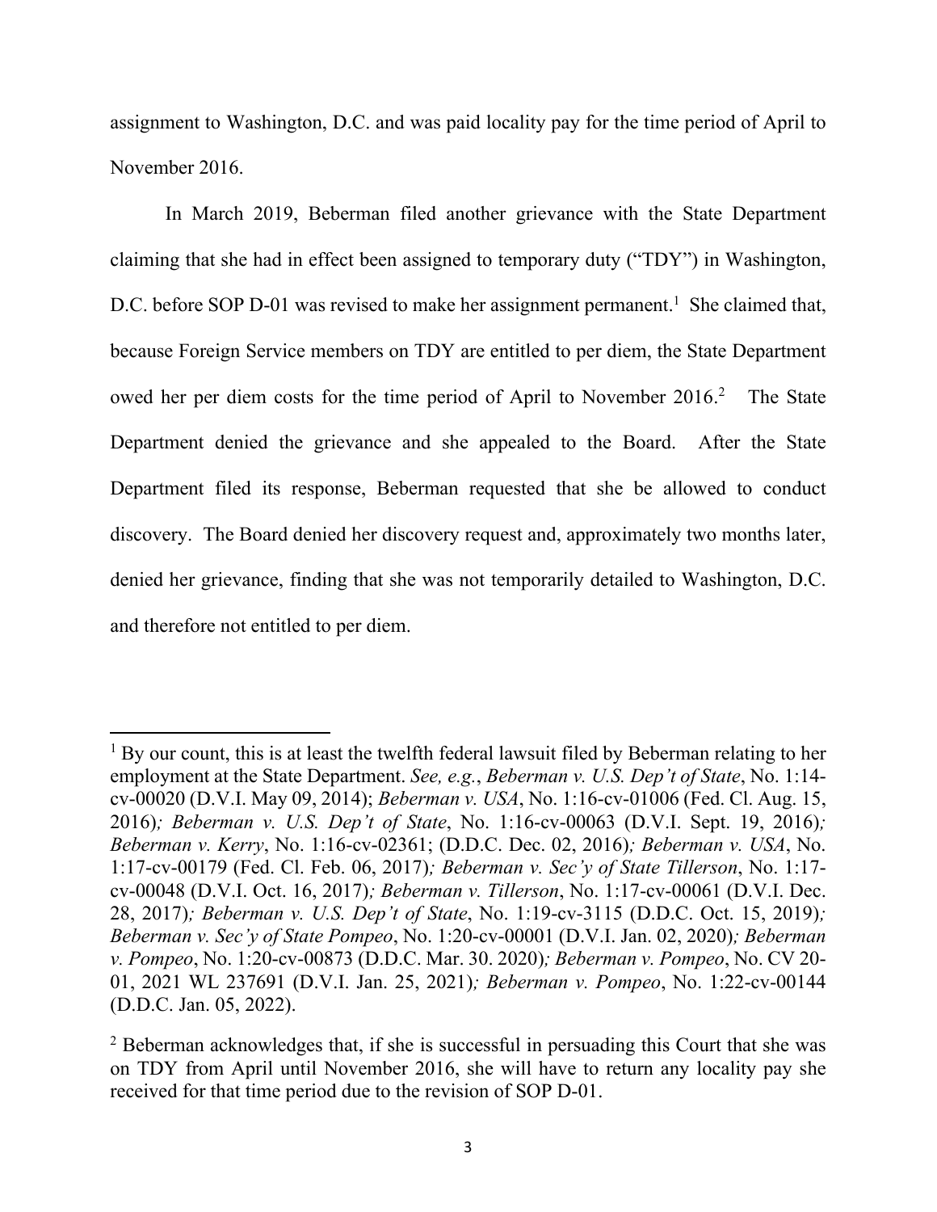assignment to Washington, D.C. and was paid locality pay for the time period of April to November 2016.

In March 2019, Beberman filed another grievance with the State Department claiming that she had in effect been assigned to temporary duty ("TDY") in Washington, D.C. before SOP D-01 was revised to make her assignment permanent.[1] She claimed that, because Foreign Service members on TDY are entitled to per diem, the State Department owed her per diem costs for the time period of April to November 2016.[2] The State Department denied the grievance and she appealed to the Board. After the State Department filed its response, Beberman requested that she be allowed to conduct discovery. The Board denied her discovery request and, approximately two months later, denied her grievance, finding that she was not temporarily detailed to Washington, D.C. and therefore not entitled to per diem.

---

[1] By our count, this is at least the twelfth federal lawsuit filed by Beberman relating to her employment at the State Department. *See, e.g.*, *Beberman v. U.S. Dep't of State*, No. 1:14-cv-00020 (D.V.I. May 09, 2014); *Beberman v. USA*, No. 1:16-cv-01006 (Fed. Cl. Aug. 15, 2016); *Beberman v. U.S. Dep't of State*, No. 1:16-cv-00063 (D.V.I. Sept. 19, 2016); *Beberman v. Kerry*, No. 1:16-cv-02361; (D.D.C. Dec. 02, 2016); *Beberman v. USA*, No. 1:17-cv-00179 (Fed. Cl. Feb. 06, 2017); *Beberman v. Sec'y of State Tillerson*, No. 1:17-cv-00048 (D.V.I. Oct. 16, 2017); *Beberman v. Tillerson*, No. 1:17-cv-00061 (D.V.I. Dec. 28, 2017); *Beberman v. U.S. Dep't of State*, No. 1:19-cv-3115 (D.D.C. Oct. 15, 2019); *Beberman v. Sec'y of State Pompeo*, No. 1:20-cv-00001 (D.V.I. Jan. 02, 2020); *Beberman v. Pompeo*, No. 1:20-cv-00873 (D.D.C. Mar. 30. 2020); *Beberman v. Pompeo*, No. CV 20-01, 2021 WL 237691 (D.V.I. Jan. 25, 2021); *Beberman v. Pompeo*, No. 1:22-cv-00144 (D.D.C. Jan. 05, 2022).

[2] Beberman acknowledges that, if she is successful in persuading this Court that she was on TDY from April until November 2016, she will have to return any locality pay she received for that time period due to the revision of SOP D-01.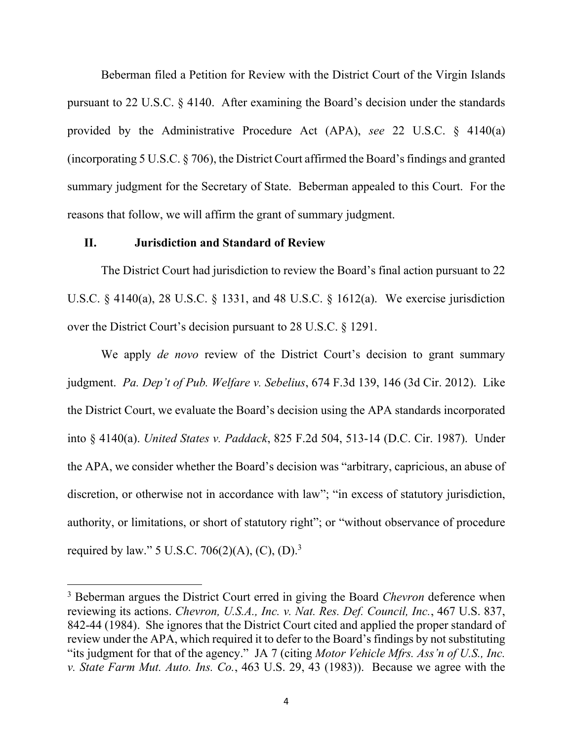Beberman filed a Petition for Review with the District Court of the Virgin Islands pursuant to 22 U.S.C. § 4140. After examining the Board's decision under the standards provided by the Administrative Procedure Act (APA), *see* 22 U.S.C. § 4140(a) (incorporating 5 U.S.C. § 706), the District Court affirmed the Board's findings and granted summary judgment for the Secretary of State. Beberman appealed to this Court. For the reasons that follow, we will affirm the grant of summary judgment.

## II. Jurisdiction and Standard of Review

The District Court had jurisdiction to review the Board's final action pursuant to 22 U.S.C. § 4140(a), 28 U.S.C. § 1331, and 48 U.S.C. § 1612(a). We exercise jurisdiction over the District Court's decision pursuant to 28 U.S.C. § 1291.

We apply *de novo* review of the District Court's decision to grant summary judgment. *Pa. Dep't of Pub. Welfare v. Sebelius*, 674 F.3d 139, 146 (3d Cir. 2012). Like the District Court, we evaluate the Board's decision using the APA standards incorporated into § 4140(a). *United States v. Paddack*, 825 F.2d 504, 513-14 (D.C. Cir. 1987). Under the APA, we consider whether the Board's decision was "arbitrary, capricious, an abuse of discretion, or otherwise not in accordance with law"; "in excess of statutory jurisdiction, authority, or limitations, or short of statutory right"; or "without observance of procedure required by law." 5 U.S.C. 706(2)(A), (C), (D).[3]

---

[3] Beberman argues the District Court erred in giving the Board *Chevron* deference when reviewing its actions. *Chevron, U.S.A., Inc. v. Nat. Res. Def. Council, Inc.*, 467 U.S. 837, 842-44 (1984). She ignores that the District Court cited and applied the proper standard of review under the APA, which required it to defer to the Board's findings by not substituting "its judgment for that of the agency." JA 7 (citing *Motor Vehicle Mfrs. Ass'n of U.S., Inc. v. State Farm Mut. Auto. Ins. Co.*, 463 U.S. 29, 43 (1983)). Because we agree with the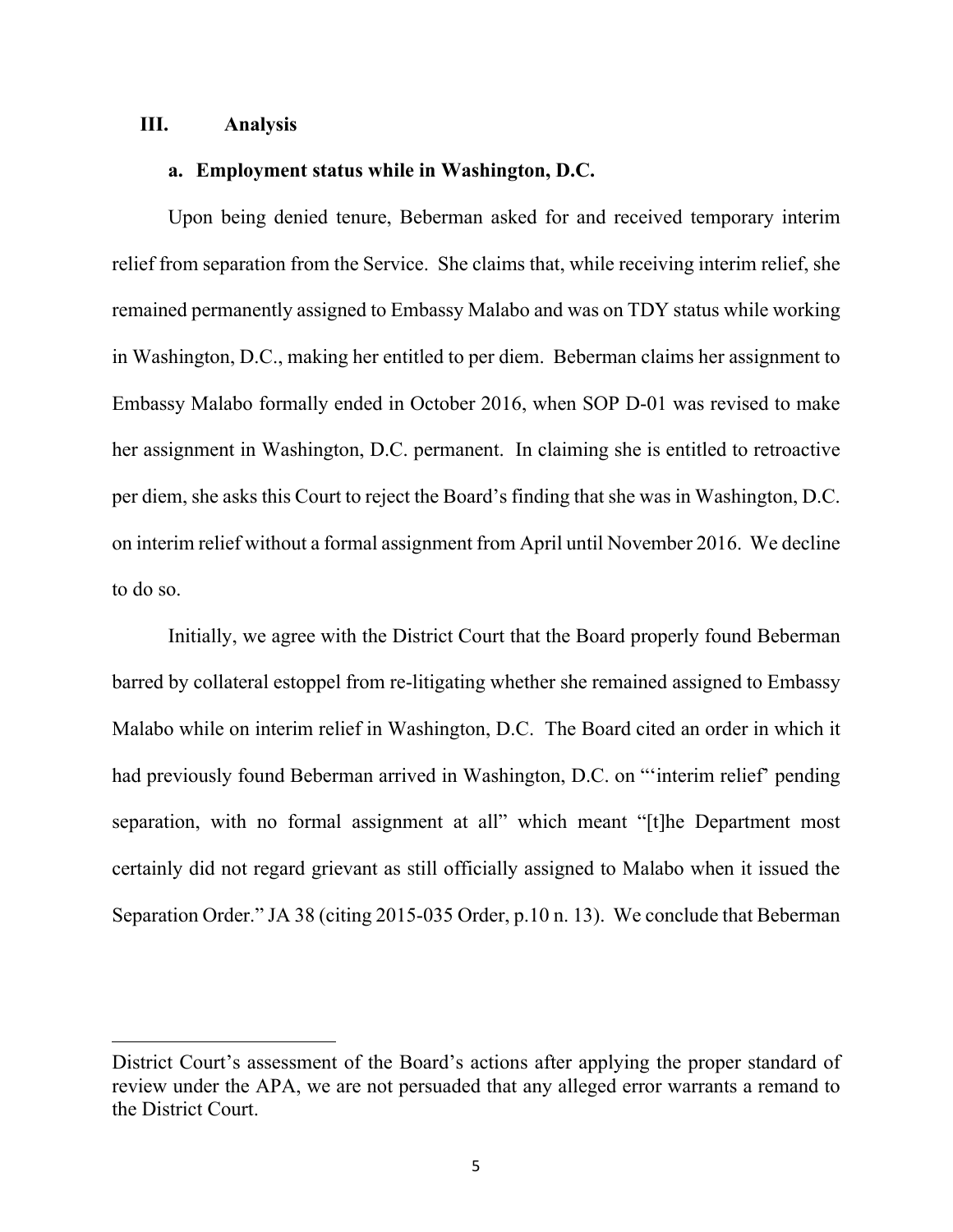## III. Analysis

### a. Employment status while in Washington, D.C.

Upon being denied tenure, Beberman asked for and received temporary interim relief from separation from the Service. She claims that, while receiving interim relief, she remained permanently assigned to Embassy Malabo and was on TDY status while working in Washington, D.C., making her entitled to per diem. Beberman claims her assignment to Embassy Malabo formally ended in October 2016, when SOP D-01 was revised to make her assignment in Washington, D.C. permanent. In claiming she is entitled to retroactive per diem, she asks this Court to reject the Board's finding that she was in Washington, D.C. on interim relief without a formal assignment from April until November 2016. We decline to do so.

Initially, we agree with the District Court that the Board properly found Beberman barred by collateral estoppel from re-litigating whether she remained assigned to Embassy Malabo while on interim relief in Washington, D.C. The Board cited an order in which it had previously found Beberman arrived in Washington, D.C. on "'interim relief' pending separation, with no formal assignment at all" which meant "[t]he Department most certainly did not regard grievant as still officially assigned to Malabo when it issued the Separation Order." JA 38 (citing 2015-035 Order, p.10 n. 13). We conclude that Beberman

---

District Court's assessment of the Board's actions after applying the proper standard of review under the APA, we are not persuaded that any alleged error warrants a remand to the District Court.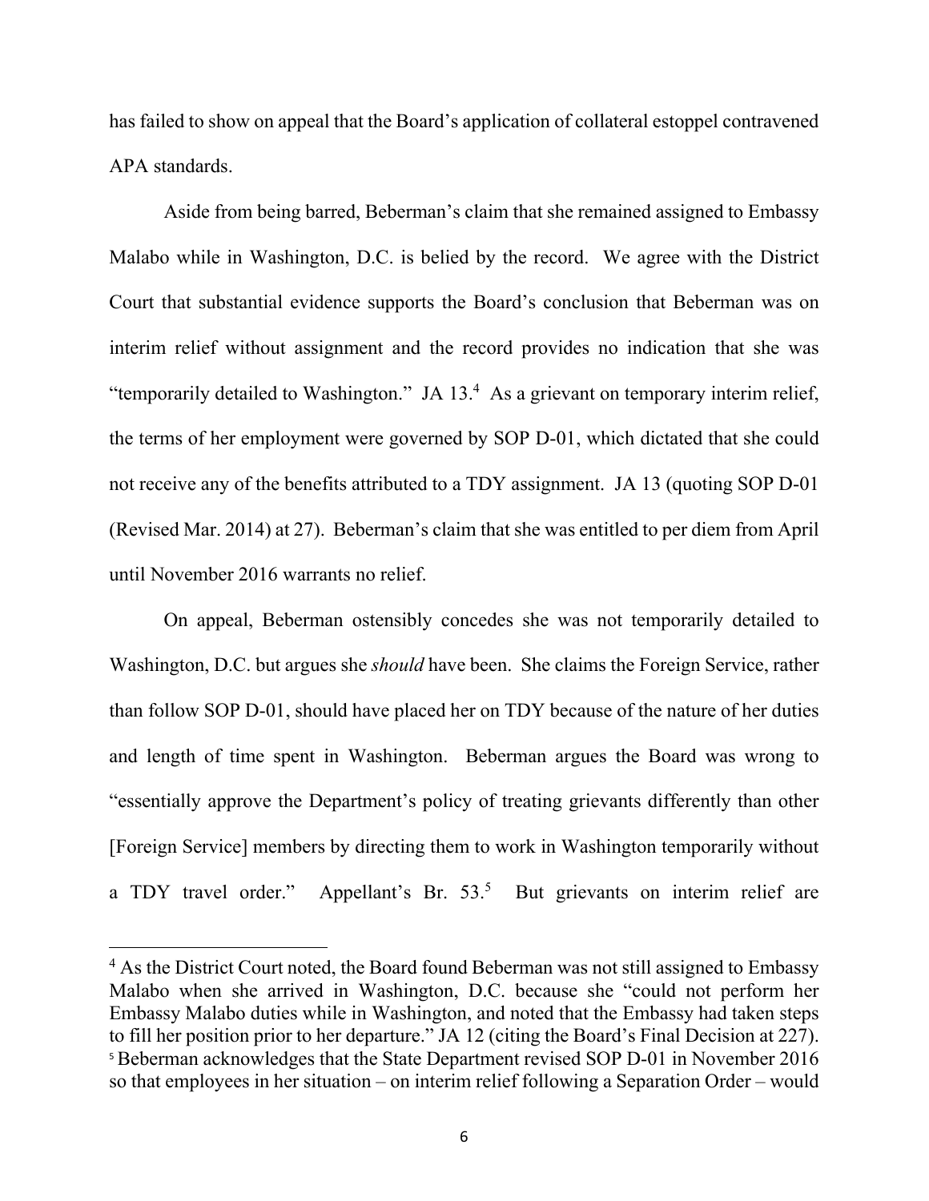has failed to show on appeal that the Board's application of collateral estoppel contravened APA standards.

Aside from being barred, Beberman's claim that she remained assigned to Embassy Malabo while in Washington, D.C. is belied by the record. We agree with the District Court that substantial evidence supports the Board's conclusion that Beberman was on interim relief without assignment and the record provides no indication that she was "temporarily detailed to Washington." JA 13.[4] As a grievant on temporary interim relief, the terms of her employment were governed by SOP D-01, which dictated that she could not receive any of the benefits attributed to a TDY assignment. JA 13 (quoting SOP D-01 (Revised Mar. 2014) at 27). Beberman's claim that she was entitled to per diem from April until November 2016 warrants no relief.

On appeal, Beberman ostensibly concedes she was not temporarily detailed to Washington, D.C. but argues she *should* have been. She claims the Foreign Service, rather than follow SOP D-01, should have placed her on TDY because of the nature of her duties and length of time spent in Washington. Beberman argues the Board was wrong to "essentially approve the Department's policy of treating grievants differently than other [Foreign Service] members by directing them to work in Washington temporarily without a TDY travel order." Appellant's Br. 53.[5] But grievants on interim relief are

---

[4] As the District Court noted, the Board found Beberman was not still assigned to Embassy Malabo when she arrived in Washington, D.C. because she "could not perform her Embassy Malabo duties while in Washington, and noted that the Embassy had taken steps to fill her position prior to her departure." JA 12 (citing the Board's Final Decision at 227).

[5] Beberman acknowledges that the State Department revised SOP D-01 in November 2016 so that employees in her situation – on interim relief following a Separation Order – would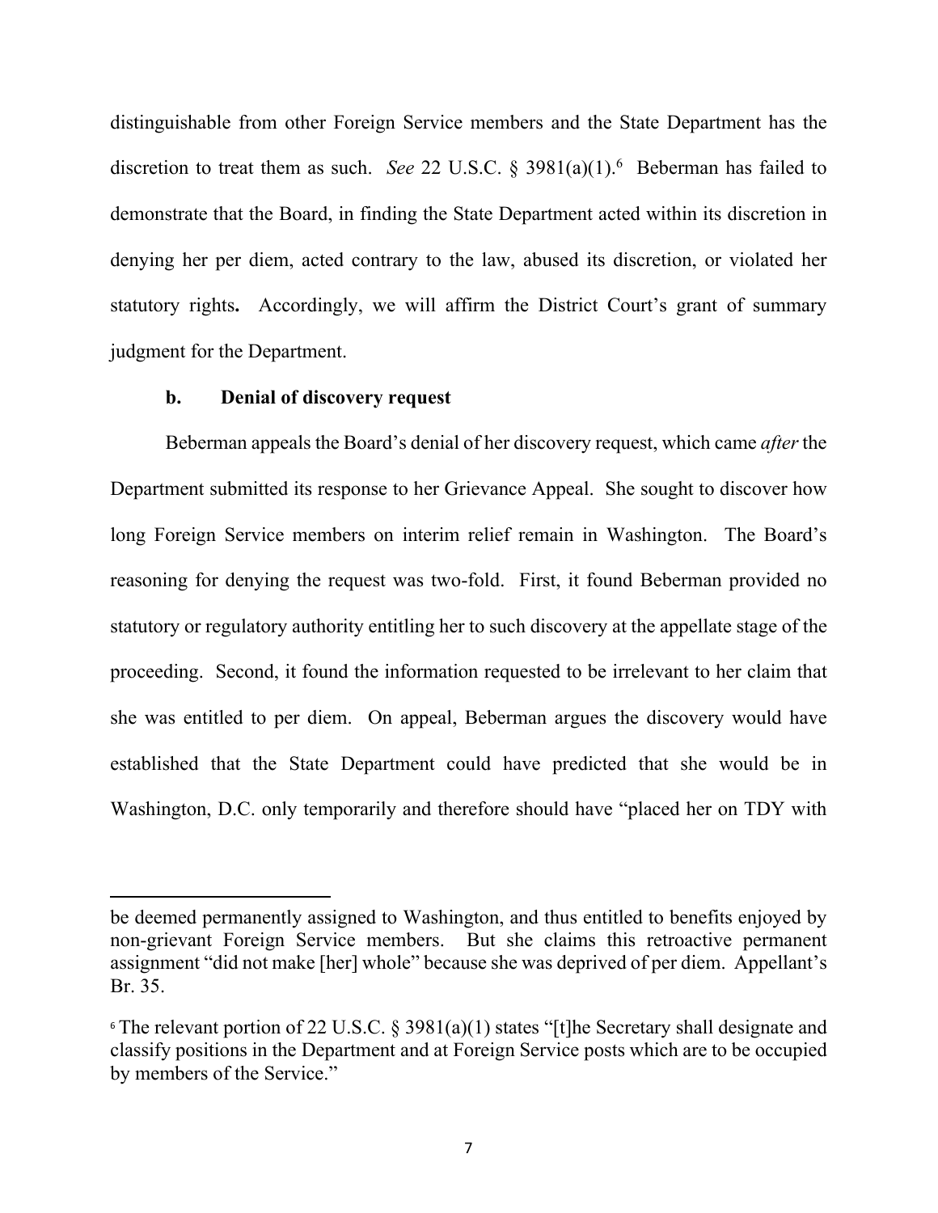distinguishable from other Foreign Service members and the State Department has the discretion to treat them as such. *See* 22 U.S.C. § 3981(a)(1).[6] Beberman has failed to demonstrate that the Board, in finding the State Department acted within its discretion in denying her per diem, acted contrary to the law, abused its discretion, or violated her statutory rights**.** Accordingly, we will affirm the District Court's grant of summary judgment for the Department.

**b. Denial of discovery request**

Beberman appeals the Board's denial of her discovery request, which came *after* the Department submitted its response to her Grievance Appeal. She sought to discover how long Foreign Service members on interim relief remain in Washington. The Board's reasoning for denying the request was two-fold. First, it found Beberman provided no statutory or regulatory authority entitling her to such discovery at the appellate stage of the proceeding. Second, it found the information requested to be irrelevant to her claim that she was entitled to per diem. On appeal, Beberman argues the discovery would have established that the State Department could have predicted that she would be in Washington, D.C. only temporarily and therefore should have "placed her on TDY with

---

be deemed permanently assigned to Washington, and thus entitled to benefits enjoyed by non-grievant Foreign Service members. But she claims this retroactive permanent assignment "did not make [her] whole" because she was deprived of per diem. Appellant's Br. 35.

[6] The relevant portion of 22 U.S.C. § 3981(a)(1) states "[t]he Secretary shall designate and classify positions in the Department and at Foreign Service posts which are to be occupied by members of the Service."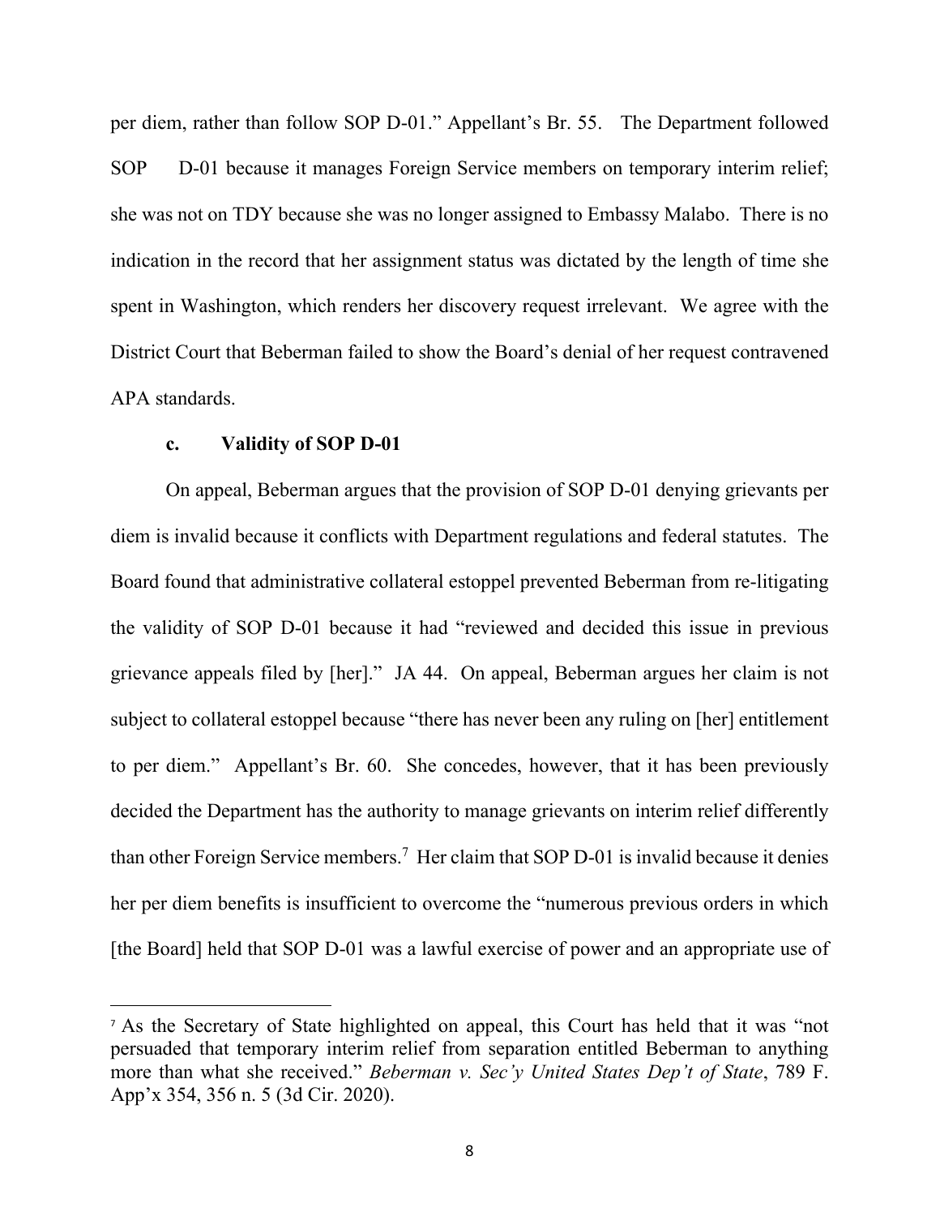per diem, rather than follow SOP D-01." Appellant's Br. 55. The Department followed SOP D-01 because it manages Foreign Service members on temporary interim relief; she was not on TDY because she was no longer assigned to Embassy Malabo. There is no indication in the record that her assignment status was dictated by the length of time she spent in Washington, which renders her discovery request irrelevant. We agree with the District Court that Beberman failed to show the Board's denial of her request contravened APA standards.

#### c. Validity of SOP D-01

On appeal, Beberman argues that the provision of SOP D-01 denying grievants per diem is invalid because it conflicts with Department regulations and federal statutes. The Board found that administrative collateral estoppel prevented Beberman from re-litigating the validity of SOP D-01 because it had "reviewed and decided this issue in previous grievance appeals filed by [her]." JA 44. On appeal, Beberman argues her claim is not subject to collateral estoppel because "there has never been any ruling on [her] entitlement to per diem." Appellant's Br. 60. She concedes, however, that it has been previously decided the Department has the authority to manage grievants on interim relief differently than other Foreign Service members.[7] Her claim that SOP D-01 is invalid because it denies her per diem benefits is insufficient to overcome the "numerous previous orders in which [the Board] held that SOP D-01 was a lawful exercise of power and an appropriate use of

---

[7] As the Secretary of State highlighted on appeal, this Court has held that it was "not persuaded that temporary interim relief from separation entitled Beberman to anything more than what she received." *Beberman v. Sec'y United States Dep't of State*, 789 F. App'x 354, 356 n. 5 (3d Cir. 2020).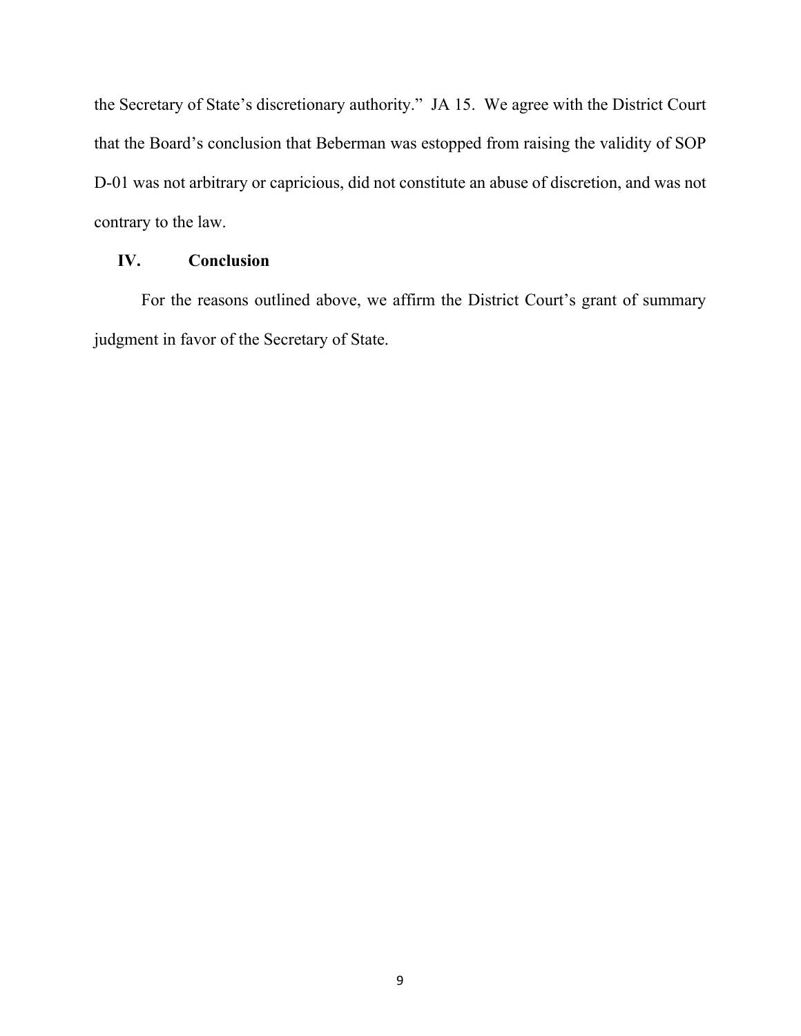the Secretary of State's discretionary authority." JA 15. We agree with the District Court that the Board's conclusion that Beberman was estopped from raising the validity of SOP D-01 was not arbitrary or capricious, did not constitute an abuse of discretion, and was not contrary to the law.

## IV. Conclusion

For the reasons outlined above, we affirm the District Court's grant of summary judgment in favor of the Secretary of State.